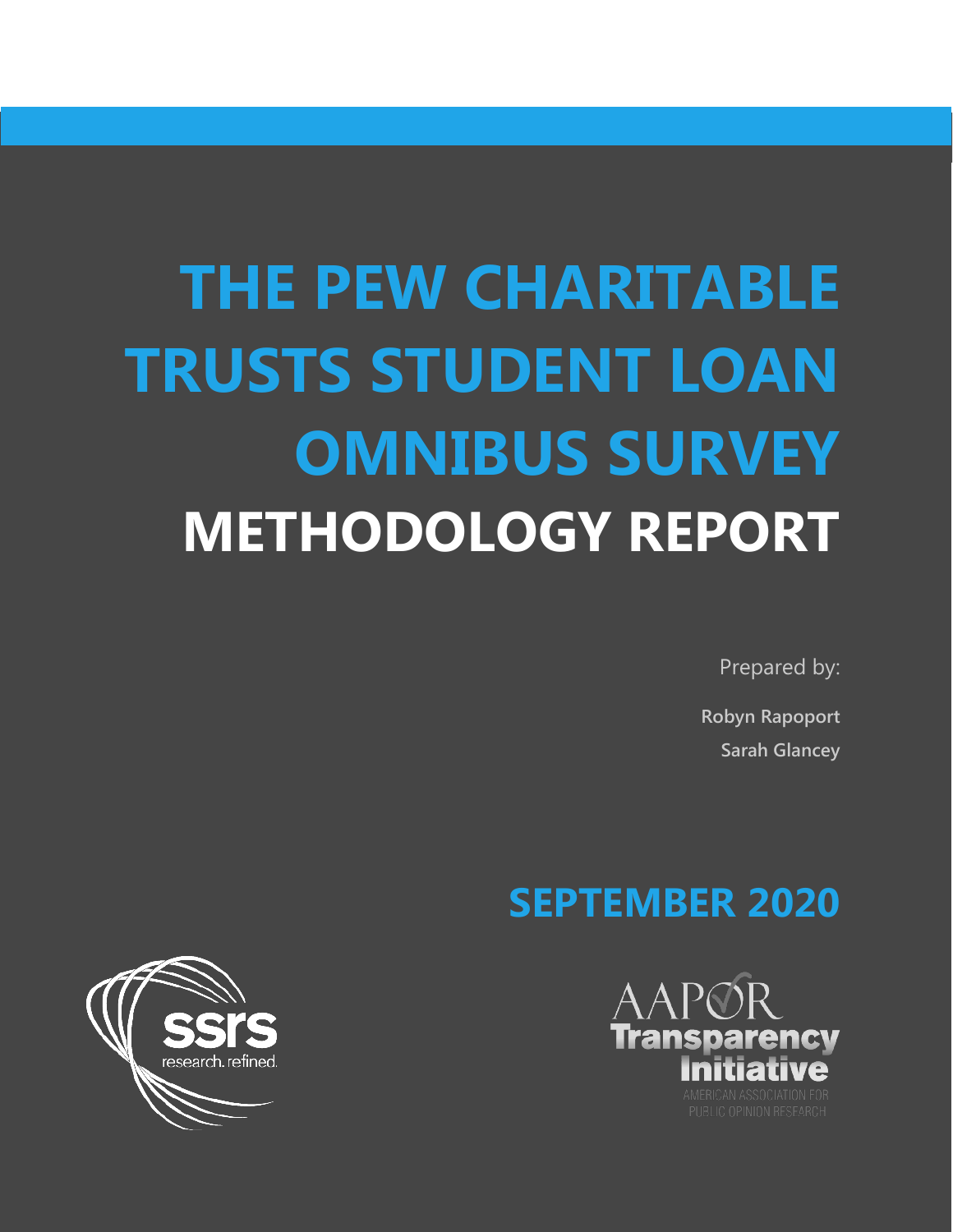# THE PEW CHARITABLE TRUSTS STUDENT LOAN OMNIBUS SURVEY

# METHODOLOGY REPORT

Prepared by:

**Robyn Rapoport**

**Sarah Glancey**

## SEPTEMBER 2020

ssrs research. refined.

AAPOR Transparency Initiative

AMERICAN ASSOCIATION FOR PUBLIC OPINION RESEARCH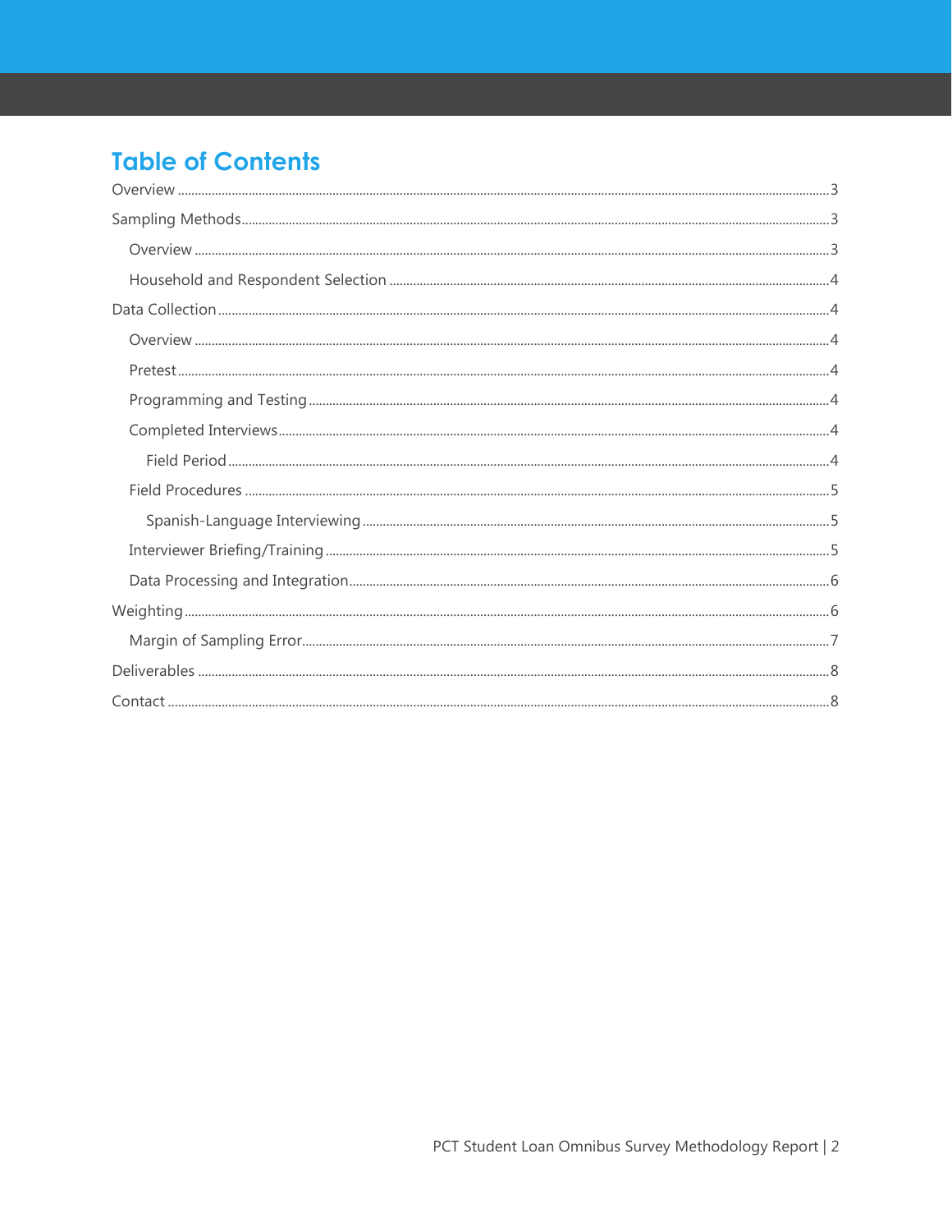# Table of Contents

- Overview ... 3
- Sampling Methods ... 3
  - Overview ... 3
  - Household and Respondent Selection ... 4
- Data Collection ... 4
  - Overview ... 4
  - Pretest ... 4
  - Programming and Testing ... 4
  - Completed Interviews ... 4
    - Field Period ... 4
  - Field Procedures ... 5
    - Spanish-Language Interviewing ... 5
  - Interviewer Briefing/Training ... 5
  - Data Processing and Integration ... 6
- Weighting ... 6
  - Margin of Sampling Error ... 7
- Deliverables ... 8
- Contact ... 8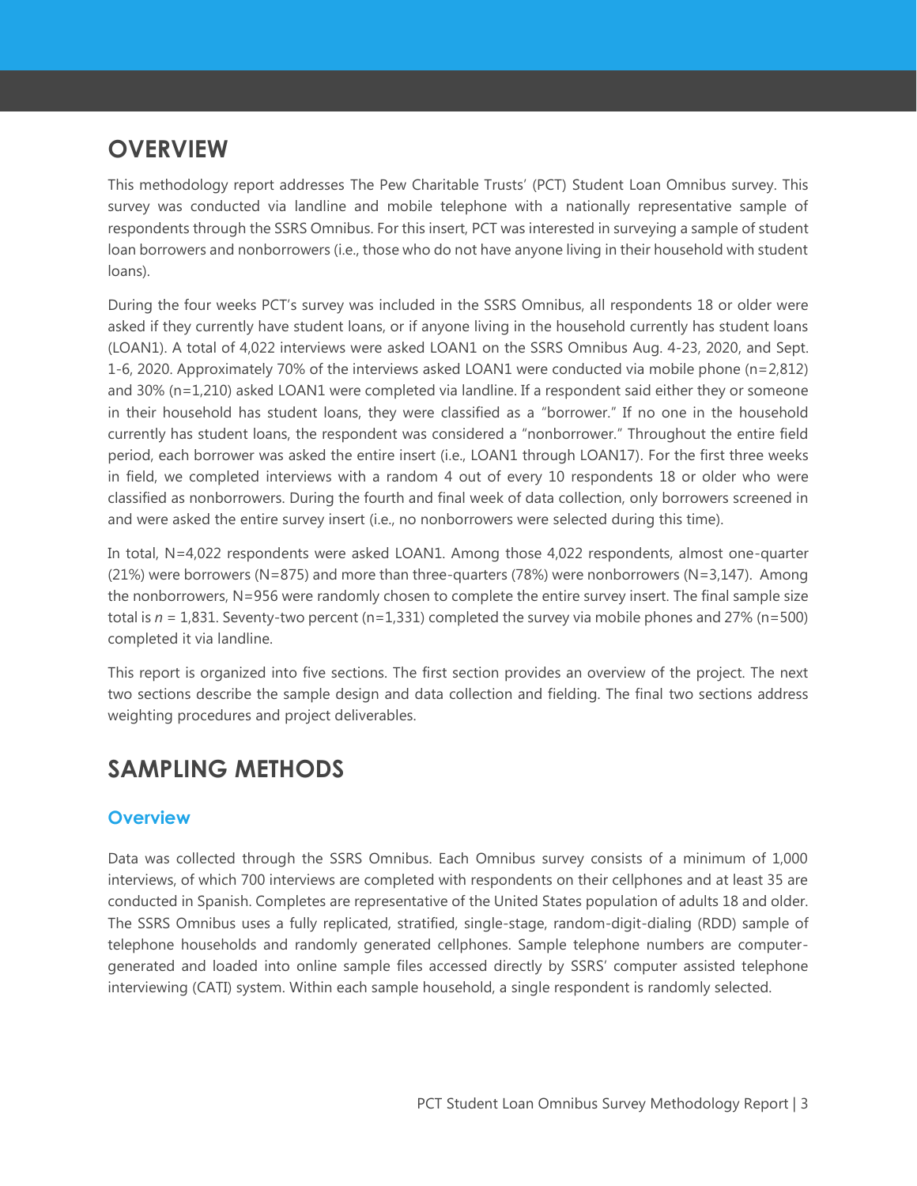# OVERVIEW

This methodology report addresses The Pew Charitable Trusts' (PCT) Student Loan Omnibus survey. This survey was conducted via landline and mobile telephone with a nationally representative sample of respondents through the SSRS Omnibus. For this insert, PCT was interested in surveying a sample of student loan borrowers and nonborrowers (i.e., those who do not have anyone living in their household with student loans).

During the four weeks PCT's survey was included in the SSRS Omnibus, all respondents 18 or older were asked if they currently have student loans, or if anyone living in the household currently has student loans (LOAN1). A total of 4,022 interviews were asked LOAN1 on the SSRS Omnibus Aug. 4-23, 2020, and Sept. 1-6, 2020. Approximately 70% of the interviews asked LOAN1 were conducted via mobile phone (n=2,812) and 30% (n=1,210) asked LOAN1 were completed via landline. If a respondent said either they or someone in their household has student loans, they were classified as a "borrower." If no one in the household currently has student loans, the respondent was considered a "nonborrower." Throughout the entire field period, each borrower was asked the entire insert (i.e., LOAN1 through LOAN17). For the first three weeks in field, we completed interviews with a random 4 out of every 10 respondents 18 or older who were classified as nonborrowers. During the fourth and final week of data collection, only borrowers screened in and were asked the entire survey insert (i.e., no nonborrowers were selected during this time).

In total, N=4,022 respondents were asked LOAN1. Among those 4,022 respondents, almost one-quarter (21%) were borrowers (N=875) and more than three-quarters (78%) were nonborrowers (N=3,147). Among the nonborrowers, N=956 were randomly chosen to complete the entire survey insert. The final sample size total is *n* = 1,831. Seventy-two percent (n=1,331) completed the survey via mobile phones and 27% (n=500) completed it via landline.

This report is organized into five sections. The first section provides an overview of the project. The next two sections describe the sample design and data collection and fielding. The final two sections address weighting procedures and project deliverables.

# SAMPLING METHODS

## Overview

Data was collected through the SSRS Omnibus. Each Omnibus survey consists of a minimum of 1,000 interviews, of which 700 interviews are completed with respondents on their cellphones and at least 35 are conducted in Spanish. Completes are representative of the United States population of adults 18 and older. The SSRS Omnibus uses a fully replicated, stratified, single-stage, random-digit-dialing (RDD) sample of telephone households and randomly generated cellphones. Sample telephone numbers are computer-generated and loaded into online sample files accessed directly by SSRS' computer assisted telephone interviewing (CATI) system. Within each sample household, a single respondent is randomly selected.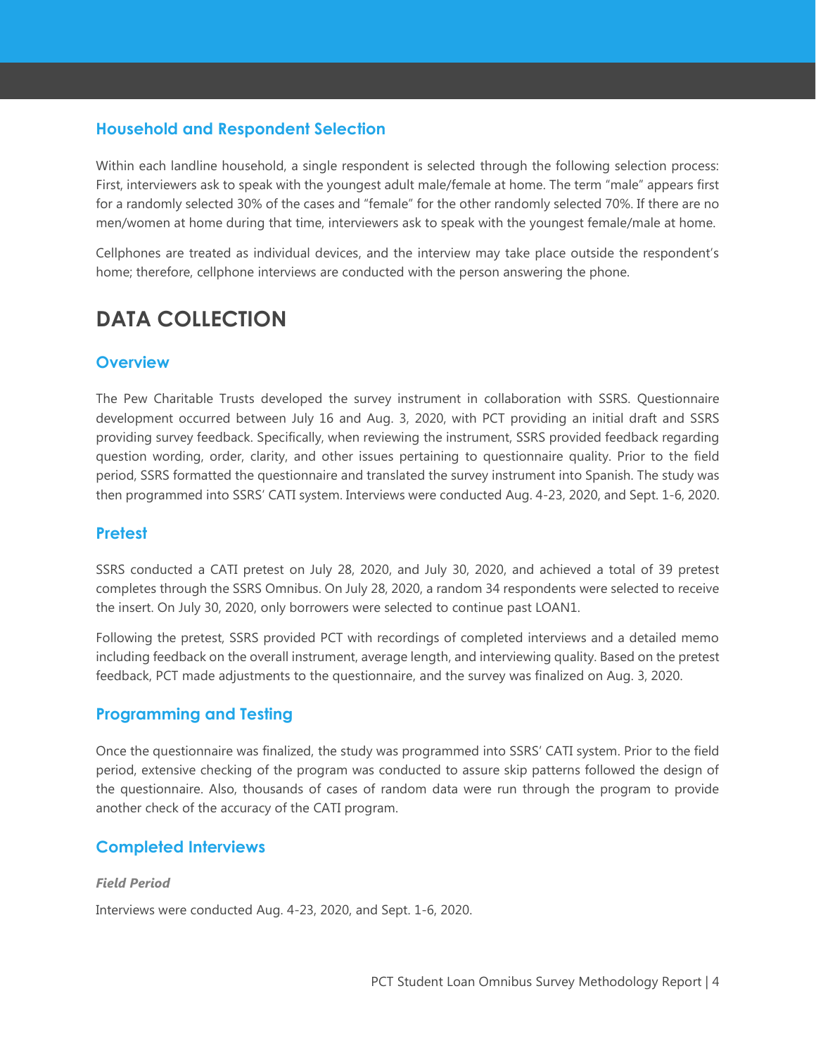### Household and Respondent Selection

Within each landline household, a single respondent is selected through the following selection process: First, interviewers ask to speak with the youngest adult male/female at home. The term "male" appears first for a randomly selected 30% of the cases and "female" for the other randomly selected 70%. If there are no men/women at home during that time, interviewers ask to speak with the youngest female/male at home.

Cellphones are treated as individual devices, and the interview may take place outside the respondent's home; therefore, cellphone interviews are conducted with the person answering the phone.

## DATA COLLECTION

### Overview

The Pew Charitable Trusts developed the survey instrument in collaboration with SSRS. Questionnaire development occurred between July 16 and Aug. 3, 2020, with PCT providing an initial draft and SSRS providing survey feedback. Specifically, when reviewing the instrument, SSRS provided feedback regarding question wording, order, clarity, and other issues pertaining to questionnaire quality. Prior to the field period, SSRS formatted the questionnaire and translated the survey instrument into Spanish. The study was then programmed into SSRS' CATI system. Interviews were conducted Aug. 4-23, 2020, and Sept. 1-6, 2020.

### Pretest

SSRS conducted a CATI pretest on July 28, 2020, and July 30, 2020, and achieved a total of 39 pretest completes through the SSRS Omnibus. On July 28, 2020, a random 34 respondents were selected to receive the insert. On July 30, 2020, only borrowers were selected to continue past LOAN1.

Following the pretest, SSRS provided PCT with recordings of completed interviews and a detailed memo including feedback on the overall instrument, average length, and interviewing quality. Based on the pretest feedback, PCT made adjustments to the questionnaire, and the survey was finalized on Aug. 3, 2020.

### Programming and Testing

Once the questionnaire was finalized, the study was programmed into SSRS' CATI system. Prior to the field period, extensive checking of the program was conducted to assure skip patterns followed the design of the questionnaire. Also, thousands of cases of random data were run through the program to provide another check of the accuracy of the CATI program.

### Completed Interviews

#### *Field Period*

Interviews were conducted Aug. 4-23, 2020, and Sept. 1-6, 2020.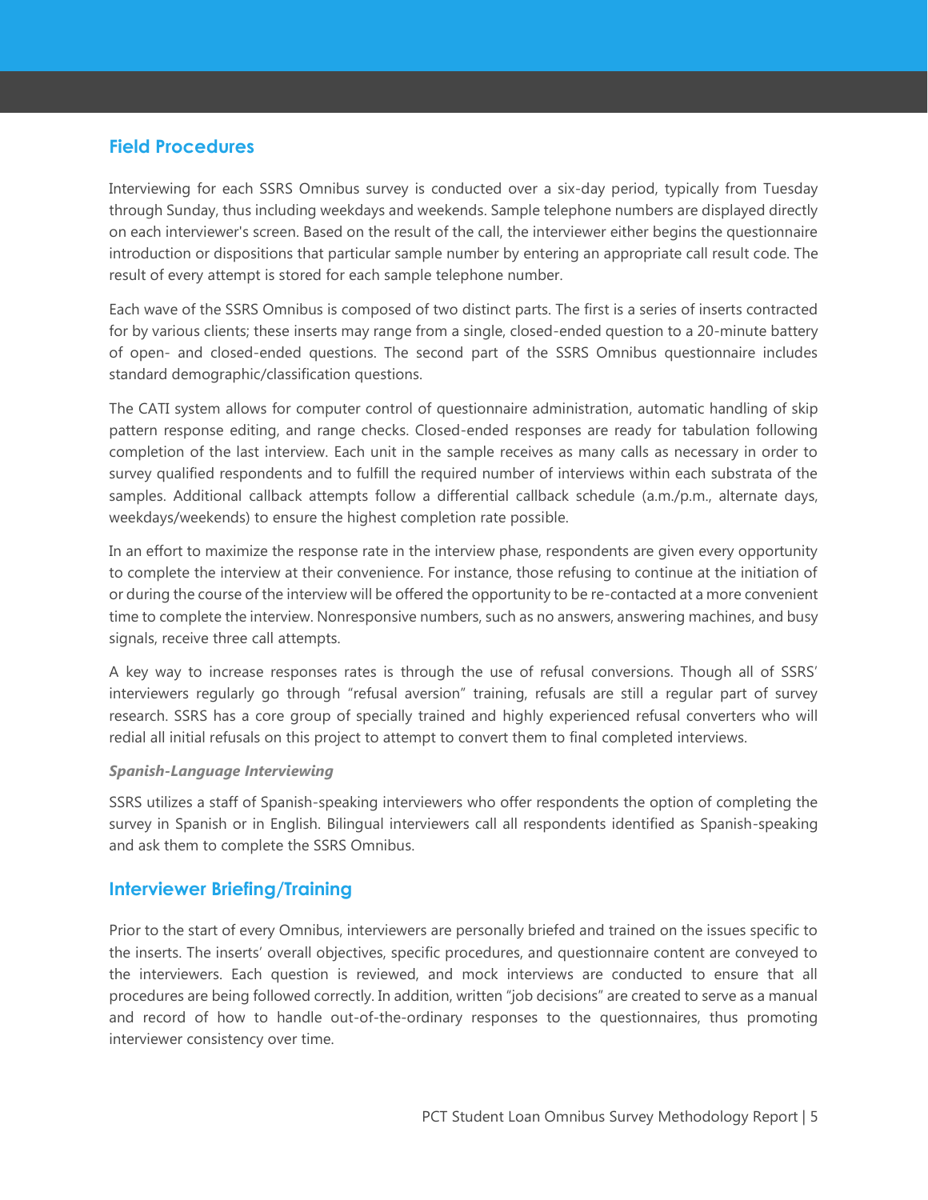## Field Procedures

Interviewing for each SSRS Omnibus survey is conducted over a six-day period, typically from Tuesday through Sunday, thus including weekdays and weekends. Sample telephone numbers are displayed directly on each interviewer's screen. Based on the result of the call, the interviewer either begins the questionnaire introduction or dispositions that particular sample number by entering an appropriate call result code. The result of every attempt is stored for each sample telephone number.

Each wave of the SSRS Omnibus is composed of two distinct parts. The first is a series of inserts contracted for by various clients; these inserts may range from a single, closed-ended question to a 20-minute battery of open- and closed-ended questions. The second part of the SSRS Omnibus questionnaire includes standard demographic/classification questions.

The CATI system allows for computer control of questionnaire administration, automatic handling of skip pattern response editing, and range checks. Closed-ended responses are ready for tabulation following completion of the last interview. Each unit in the sample receives as many calls as necessary in order to survey qualified respondents and to fulfill the required number of interviews within each substrata of the samples. Additional callback attempts follow a differential callback schedule (a.m./p.m., alternate days, weekdays/weekends) to ensure the highest completion rate possible.

In an effort to maximize the response rate in the interview phase, respondents are given every opportunity to complete the interview at their convenience. For instance, those refusing to continue at the initiation of or during the course of the interview will be offered the opportunity to be re-contacted at a more convenient time to complete the interview. Nonresponsive numbers, such as no answers, answering machines, and busy signals, receive three call attempts.

A key way to increase responses rates is through the use of refusal conversions. Though all of SSRS' interviewers regularly go through "refusal aversion" training, refusals are still a regular part of survey research. SSRS has a core group of specially trained and highly experienced refusal converters who will redial all initial refusals on this project to attempt to convert them to final completed interviews.

### *Spanish-Language Interviewing*

SSRS utilizes a staff of Spanish-speaking interviewers who offer respondents the option of completing the survey in Spanish or in English. Bilingual interviewers call all respondents identified as Spanish-speaking and ask them to complete the SSRS Omnibus.

## Interviewer Briefing/Training

Prior to the start of every Omnibus, interviewers are personally briefed and trained on the issues specific to the inserts. The inserts' overall objectives, specific procedures, and questionnaire content are conveyed to the interviewers. Each question is reviewed, and mock interviews are conducted to ensure that all procedures are being followed correctly. In addition, written "job decisions" are created to serve as a manual and record of how to handle out-of-the-ordinary responses to the questionnaires, thus promoting interviewer consistency over time.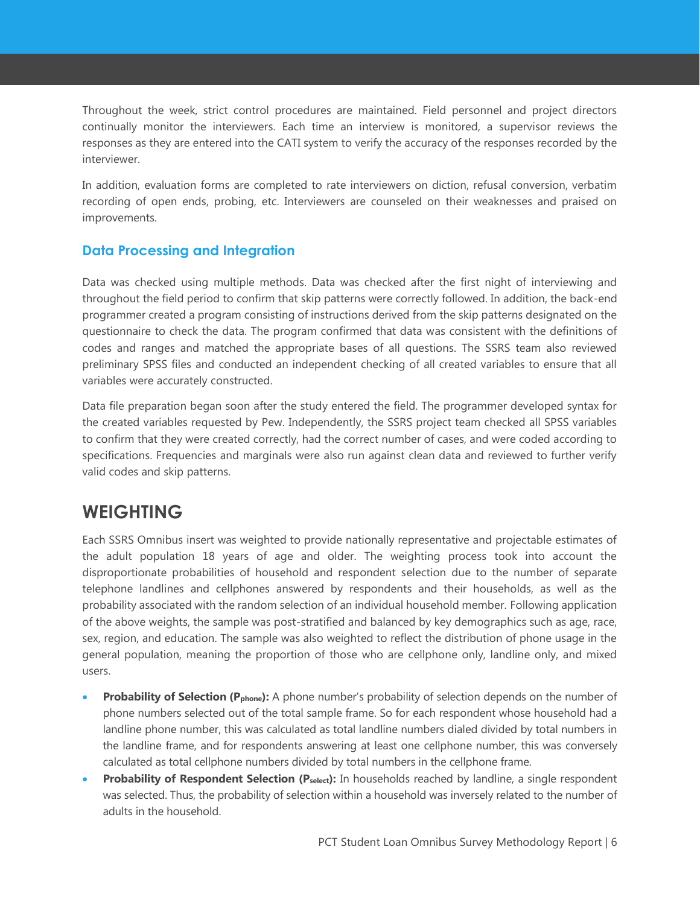Throughout the week, strict control procedures are maintained. Field personnel and project directors continually monitor the interviewers. Each time an interview is monitored, a supervisor reviews the responses as they are entered into the CATI system to verify the accuracy of the responses recorded by the interviewer.

In addition, evaluation forms are completed to rate interviewers on diction, refusal conversion, verbatim recording of open ends, probing, etc. Interviewers are counseled on their weaknesses and praised on improvements.

### Data Processing and Integration

Data was checked using multiple methods. Data was checked after the first night of interviewing and throughout the field period to confirm that skip patterns were correctly followed. In addition, the back-end programmer created a program consisting of instructions derived from the skip patterns designated on the questionnaire to check the data. The program confirmed that data was consistent with the definitions of codes and ranges and matched the appropriate bases of all questions. The SSRS team also reviewed preliminary SPSS files and conducted an independent checking of all created variables to ensure that all variables were accurately constructed.

Data file preparation began soon after the study entered the field. The programmer developed syntax for the created variables requested by Pew. Independently, the SSRS project team checked all SPSS variables to confirm that they were created correctly, had the correct number of cases, and were coded according to specifications. Frequencies and marginals were also run against clean data and reviewed to further verify valid codes and skip patterns.

## WEIGHTING

Each SSRS Omnibus insert was weighted to provide nationally representative and projectable estimates of the adult population 18 years of age and older. The weighting process took into account the disproportionate probabilities of household and respondent selection due to the number of separate telephone landlines and cellphones answered by respondents and their households, as well as the probability associated with the random selection of an individual household member. Following application of the above weights, the sample was post-stratified and balanced by key demographics such as age, race, sex, region, and education. The sample was also weighted to reflect the distribution of phone usage in the general population, meaning the proportion of those who are cellphone only, landline only, and mixed users.

- **Probability of Selection ($P_{phone}$):** A phone number's probability of selection depends on the number of phone numbers selected out of the total sample frame. So for each respondent whose household had a landline phone number, this was calculated as total landline numbers dialed divided by total numbers in the landline frame, and for respondents answering at least one cellphone number, this was conversely calculated as total cellphone numbers divided by total numbers in the cellphone frame.
- **Probability of Respondent Selection ($P_{select}$):** In households reached by landline, a single respondent was selected. Thus, the probability of selection within a household was inversely related to the number of adults in the household.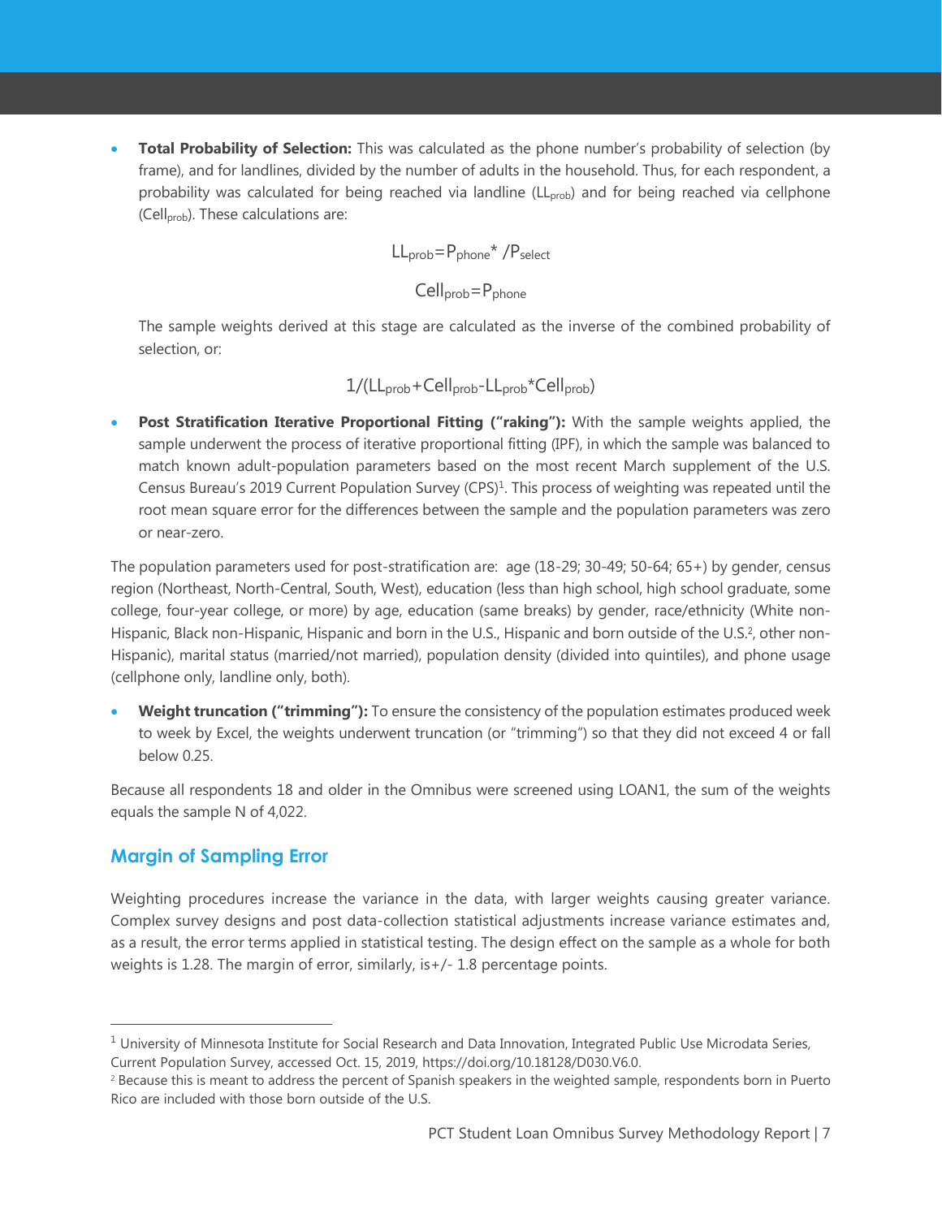- **Total Probability of Selection:** This was calculated as the phone number's probability of selection (by frame), and for landlines, divided by the number of adults in the household. Thus, for each respondent, a probability was calculated for being reached via landline ($LL_{prob}$) and for being reached via cellphone ($Cell_{prob}$). These calculations are:

$$LL_{prob}=P_{phone}^{*}/P_{select}$$

$$Cell_{prob}=P_{phone}$$

  The sample weights derived at this stage are calculated as the inverse of the combined probability of selection, or:

$$1/(LL_{prob}+Cell_{prob}-LL_{prob}*Cell_{prob})$$

- **Post Stratification Iterative Proportional Fitting ("raking"):** With the sample weights applied, the sample underwent the process of iterative proportional fitting (IPF), in which the sample was balanced to match known adult-population parameters based on the most recent March supplement of the U.S. Census Bureau's 2019 Current Population Survey (CPS)[1]. This process of weighting was repeated until the root mean square error for the differences between the sample and the population parameters was zero or near-zero.

The population parameters used for post-stratification are: age (18-29; 30-49; 50-64; 65+) by gender, census region (Northeast, North-Central, South, West), education (less than high school, high school graduate, some college, four-year college, or more) by age, education (same breaks) by gender, race/ethnicity (White non-Hispanic, Black non-Hispanic, Hispanic and born in the U.S., Hispanic and born outside of the U.S.[2], other non-Hispanic), marital status (married/not married), population density (divided into quintiles), and phone usage (cellphone only, landline only, both).

- **Weight truncation ("trimming"):** To ensure the consistency of the population estimates produced week to week by Excel, the weights underwent truncation (or "trimming") so that they did not exceed 4 or fall below 0.25.

Because all respondents 18 and older in the Omnibus were screened using LOAN1, the sum of the weights equals the sample N of 4,022.

## Margin of Sampling Error

Weighting procedures increase the variance in the data, with larger weights causing greater variance. Complex survey designs and post data-collection statistical adjustments increase variance estimates and, as a result, the error terms applied in statistical testing. The design effect on the sample as a whole for both weights is 1.28. The margin of error, similarly, is+/- 1.8 percentage points.

---

[1] University of Minnesota Institute for Social Research and Data Innovation, Integrated Public Use Microdata Series, Current Population Survey, accessed Oct. 15, 2019, https://doi.org/10.18128/D030.V6.0.

[2] Because this is meant to address the percent of Spanish speakers in the weighted sample, respondents born in Puerto Rico are included with those born outside of the U.S.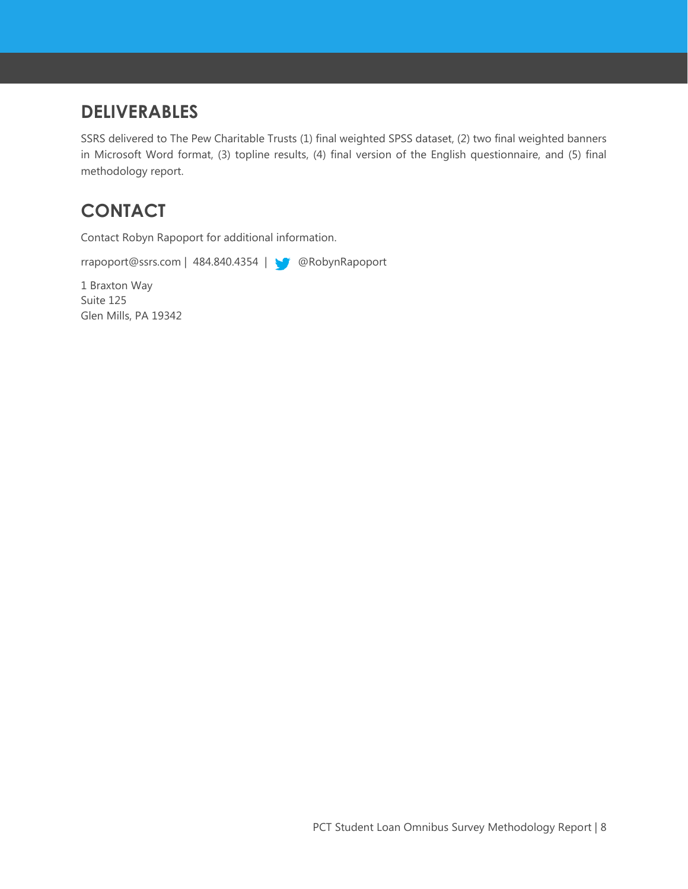## DELIVERABLES

SSRS delivered to The Pew Charitable Trusts (1) final weighted SPSS dataset, (2) two final weighted banners in Microsoft Word format, (3) topline results, (4) final version of the English questionnaire, and (5) final methodology report.

## CONTACT

Contact Robyn Rapoport for additional information.

rrapoport@ssrs.com | 484.840.4354 | @RobynRapoport

1 Braxton Way
Suite 125
Glen Mills, PA 19342